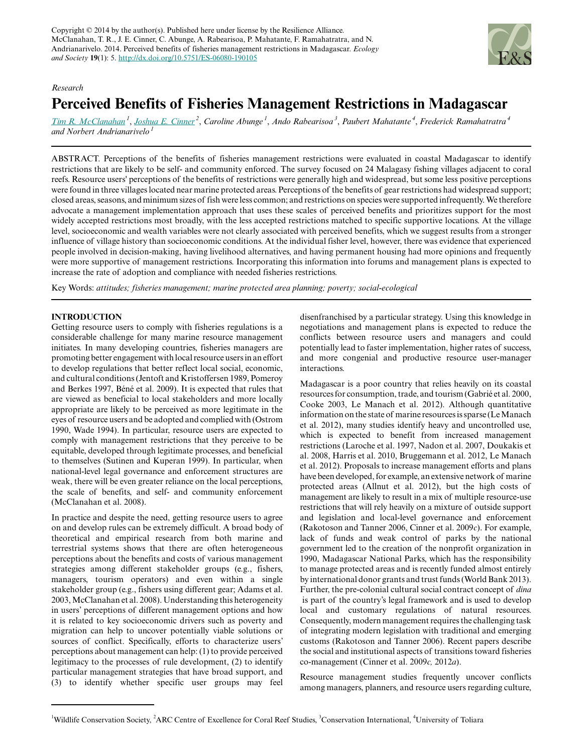Copyright © 2014 by the author(s). Published here under license by the Resilience Alliance.
McClanahan, T. R., J. E. Cinner, C. Abunge, A. Rabearisoa, P. Mahatante, F. Ramahatratra, and N. Andrianarivelo. 2014. Perceived benefits of fisheries management restrictions in Madagascar. *Ecology and Society* **19**(1): 5. http://dx.doi.org/10.5751/ES-06080-190105

*Research*

# Perceived Benefits of Fisheries Management Restrictions in Madagascar

*Tim R. McClanahan*[1], *Joshua E. Cinner*[2], *Caroline Abunge*[1], *Ando Rabearisoa*[3], *Paubert Mahatante*[4], *Frederick Ramahatratra*[4] *and Norbert Andrianarivelo*[1]

ABSTRACT. Perceptions of the benefits of fisheries management restrictions were evaluated in coastal Madagascar to identify restrictions that are likely to be self- and community enforced. The survey focused on 24 Malagasy fishing villages adjacent to coral reefs. Resource users' perceptions of the benefits of restrictions were generally high and widespread, but some less positive perceptions were found in three villages located near marine protected areas. Perceptions of the benefits of gear restrictions had widespread support; closed areas, seasons, and minimum sizes of fish were less common; and restrictions on species were supported infrequently. We therefore advocate a management implementation approach that uses these scales of perceived benefits and prioritizes support for the most widely accepted restrictions most broadly, with the less accepted restrictions matched to specific supportive locations. At the village level, socioeconomic and wealth variables were not clearly associated with perceived benefits, which we suggest results from a stronger influence of village history than socioeconomic conditions. At the individual fisher level, however, there was evidence that experienced people involved in decision-making, having livelihood alternatives, and having permanent housing had more opinions and frequently were more supportive of management restrictions. Incorporating this information into forums and management plans is expected to increase the rate of adoption and compliance with needed fisheries restrictions.

Key Words: *attitudes; fisheries management; marine protected area planning; poverty; social-ecological*

## INTRODUCTION

Getting resource users to comply with fisheries regulations is a considerable challenge for many marine resource management initiates. In many developing countries, fisheries managers are promoting better engagement with local resource users in an effort to develop regulations that better reflect local social, economic, and cultural conditions (Jentoft and Kristoffersen 1989, Pomeroy and Berkes 1997, Béné et al. 2009). It is expected that rules that are viewed as beneficial to local stakeholders and more locally appropriate are likely to be perceived as more legitimate in the eyes of resource users and be adopted and complied with (Ostrom 1990, Wade 1994). In particular, resource users are expected to comply with management restrictions that they perceive to be equitable, developed through legitimate processes, and beneficial to themselves (Sutinen and Kuperan 1999). In particular, when national-level legal governance and enforcement structures are weak, there will be even greater reliance on the local perceptions, the scale of benefits, and self- and community enforcement (McClanahan et al. 2008).

In practice and despite the need, getting resource users to agree on and develop rules can be extremely difficult. A broad body of theoretical and empirical research from both marine and terrestrial systems shows that there are often heterogeneous perceptions about the benefits and costs of various management strategies among different stakeholder groups (e.g., fishers, managers, tourism operators) and even within a single stakeholder group (e.g., fishers using different gear; Adams et al. 2003, McClanahan et al. 2008). Understanding this heterogeneity in users' perceptions of different management options and how it is related to key socioeconomic drivers such as poverty and migration can help to uncover potentially viable solutions or sources of conflict. Specifically, efforts to characterize users' perceptions about management can help: (1) to provide perceived legitimacy to the processes of rule development, (2) to identify particular management strategies that have broad support, and (3) to identify whether specific user groups may feel disenfranchised by a particular strategy. Using this knowledge in negotiations and management plans is expected to reduce the conflicts between resource users and managers and could potentially lead to faster implementation, higher rates of success, and more congenial and productive resource user-manager interactions.

Madagascar is a poor country that relies heavily on its coastal resources for consumption, trade, and tourism (Gabrié et al. 2000, Cooke 2003, Le Manach et al. 2012). Although quantitative information on the state of marine resources is sparse (Le Manach et al. 2012), many studies identify heavy and uncontrolled use, which is expected to benefit from increased management restrictions (Laroche et al. 1997, Nadon et al. 2007, Doukakis et al. 2008, Harris et al. 2010, Bruggemann et al. 2012, Le Manach et al. 2012). Proposals to increase management efforts and plans have been developed, for example, an extensive network of marine protected areas (Allnut et al. 2012), but the high costs of management are likely to result in a mix of multiple resource-use restrictions that will rely heavily on a mixture of outside support and legislation and local-level governance and enforcement (Rakotoson and Tanner 2006, Cinner et al. 2009*c*). For example, lack of funds and weak control of parks by the national government led to the creation of the nonprofit organization in 1990, Madagascar National Parks, which has the responsibility to manage protected areas and is recently funded almost entirely by international donor grants and trust funds (World Bank 2013). Further, the pre-colonial cultural social contract concept of *dina* is part of the country's legal framework and is used to develop local and customary regulations of natural resources. Consequently, modern management requires the challenging task of integrating modern legislation with traditional and emerging customs (Rakotoson and Tanner 2006). Recent papers describe the social and institutional aspects of transitions toward fisheries co-management (Cinner et al. 2009*c,* 2012*a*).

Resource management studies frequently uncover conflicts among managers, planners, and resource users regarding culture,

[1]Wildlife Conservation Society, [2]ARC Centre of Excellence for Coral Reef Studies, [3]Conservation International, [4]University of Toliara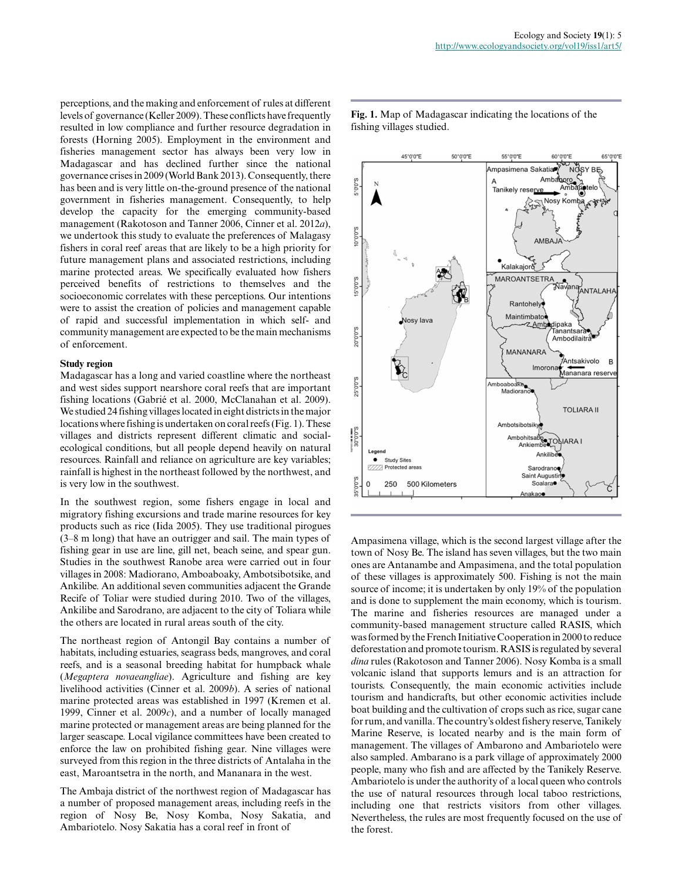perceptions, and the making and enforcement of rules at different levels of governance (Keller 2009). These conflicts have frequently resulted in low compliance and further resource degradation in forests (Horning 2005). Employment in the environment and fisheries management sector has always been very low in Madagascar and has declined further since the national governance crises in 2009 (World Bank 2013). Consequently, there has been and is very little on-the-ground presence of the national government in fisheries management. Consequently, to help develop the capacity for the emerging community-based management (Rakotoson and Tanner 2006, Cinner et al. 2012*a*), we undertook this study to evaluate the preferences of Malagasy fishers in coral reef areas that are likely to be a high priority for future management plans and associated restrictions, including marine protected areas. We specifically evaluated how fishers perceived benefits of restrictions to themselves and the socioeconomic correlates with these perceptions. Our intentions were to assist the creation of policies and management capable of rapid and successful implementation in which self- and community management are expected to be the main mechanisms of enforcement.

### Study region

Madagascar has a long and varied coastline where the northeast and west sides support nearshore coral reefs that are important fishing locations (Gabrié et al. 2000, McClanahan et al. 2009). We studied 24 fishing villages located in eight districts in the major locations where fishing is undertaken on coral reefs (Fig. 1). These villages and districts represent different climatic and social-ecological conditions, but all people depend heavily on natural resources. Rainfall and reliance on agriculture are key variables; rainfall is highest in the northeast followed by the northwest, and is very low in the southwest.

In the southwest region, some fishers engage in local and migratory fishing excursions and trade marine resources for key products such as rice (Iida 2005). They use traditional pirogues (3–8 m long) that have an outrigger and sail. The main types of fishing gear in use are line, gill net, beach seine, and spear gun. Studies in the southwest Ranobe area were carried out in four villages in 2008: Madiorano, Amboaboaky, Ambotsibotsike, and Ankilibe. An additional seven communities adjacent the Grande Recife of Toliar were studied during 2010. Two of the villages, Ankilibe and Sarodrano, are adjacent to the city of Toliara while the others are located in rural areas south of the city.

The northeast region of Antongil Bay contains a number of habitats, including estuaries, seagrass beds, mangroves, and coral reefs, and is a seasonal breeding habitat for humpback whale (*Megaptera novaeangliae*). Agriculture and fishing are key livelihood activities (Cinner et al. 2009*b*). A series of national marine protected areas was established in 1997 (Kremen et al. 1999, Cinner et al. 2009*c*), and a number of locally managed marine protected or management areas are being planned for the larger seascape. Local vigilance committees have been created to enforce the law on prohibited fishing gear. Nine villages were surveyed from this region in the three districts of Antalaha in the east, Maroantsetra in the north, and Mananara in the west.

The Ambaja district of the northwest region of Madagascar has a number of proposed management areas, including reefs in the region of Nosy Be, Nosy Komba, Nosy Sakatia, and Ambariotelo. Nosy Sakatia has a coral reef in front of

**Fig. 1.** Map of Madagascar indicating the locations of the fishing villages studied.

Ampasimena village, which is the second largest village after the town of Nosy Be. The island has seven villages, but the two main ones are Antanambe and Ampasimena, and the total population of these villages is approximately 500. Fishing is not the main source of income; it is undertaken by only 19% of the population and is done to supplement the main economy, which is tourism. The marine and fisheries resources are managed under a community-based management structure called RASIS, which was formed by the French Initiative Cooperation in 2000 to reduce deforestation and promote tourism. RASIS is regulated by several *dina* rules (Rakotoson and Tanner 2006). Nosy Komba is a small volcanic island that supports lemurs and is an attraction for tourists. Consequently, the main economic activities include tourism and handicrafts, but other economic activities include boat building and the cultivation of crops such as rice, sugar cane for rum, and vanilla. The country's oldest fishery reserve, Tanikely Marine Reserve, is located nearby and is the main form of management. The villages of Ambarono and Ambariotelo were also sampled. Ambarano is a park village of approximately 2000 people, many who fish and are affected by the Tanikely Reserve. Ambariotelo is under the authority of a local queen who controls the use of natural resources through local taboo restrictions, including one that restricts visitors from other villages. Nevertheless, the rules are most frequently focused on the use of the forest.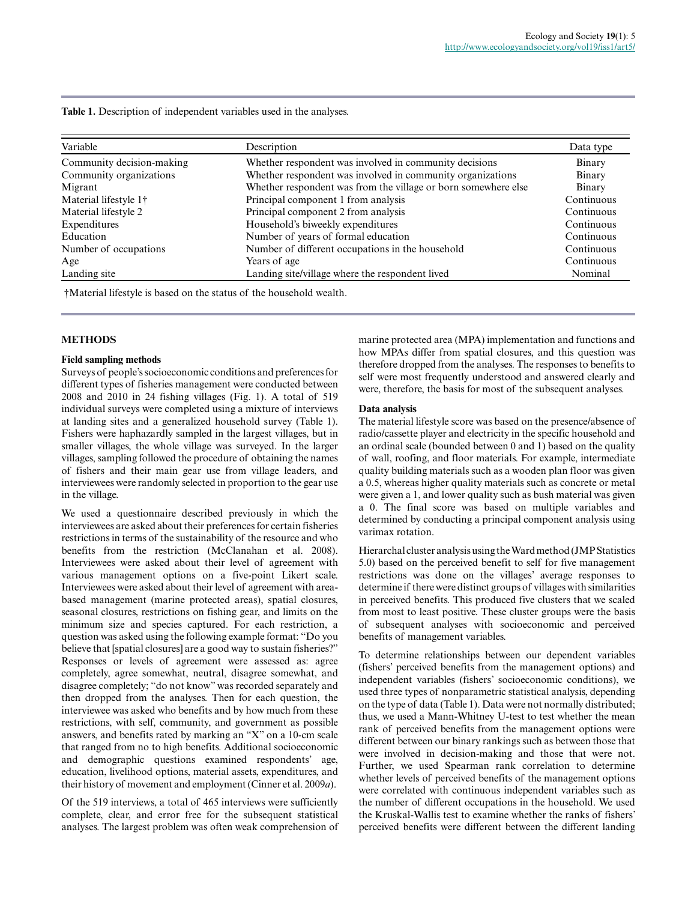**Table 1.** Description of independent variables used in the analyses.

| Variable | Description | Data type |
|---|---|---|
| Community decision-making | Whether respondent was involved in community decisions | Binary |
| Community organizations | Whether respondent was involved in community organizations | Binary |
| Migrant | Whether respondent was from the village or born somewhere else | Binary |
| Material lifestyle 1† | Principal component 1 from analysis | Continuous |
| Material lifestyle 2 | Principal component 2 from analysis | Continuous |
| Expenditures | Household's biweekly expenditures | Continuous |
| Education | Number of years of formal education | Continuous |
| Number of occupations | Number of different occupations in the household | Continuous |
| Age | Years of age | Continuous |
| Landing site | Landing site/village where the respondent lived | Nominal |

†Material lifestyle is based on the status of the household wealth.

## METHODS

### Field sampling methods

Surveys of people's socioeconomic conditions and preferences for different types of fisheries management were conducted between 2008 and 2010 in 24 fishing villages (Fig. 1). A total of 519 individual surveys were completed using a mixture of interviews at landing sites and a generalized household survey (Table 1). Fishers were haphazardly sampled in the largest villages, but in smaller villages, the whole village was surveyed. In the larger villages, sampling followed the procedure of obtaining the names of fishers and their main gear use from village leaders, and interviewees were randomly selected in proportion to the gear use in the village.

We used a questionnaire described previously in which the interviewees are asked about their preferences for certain fisheries restrictions in terms of the sustainability of the resource and who benefits from the restriction (McClanahan et al. 2008). Interviewees were asked about their level of agreement with various management options on a five-point Likert scale. Interviewees were asked about their level of agreement with area-based management (marine protected areas), spatial closures, seasonal closures, restrictions on fishing gear, and limits on the minimum size and species captured. For each restriction, a question was asked using the following example format: "Do you believe that [spatial closures] are a good way to sustain fisheries?" Responses or levels of agreement were assessed as: agree completely, agree somewhat, neutral, disagree somewhat, and disagree completely; "do not know" was recorded separately and then dropped from the analyses. Then for each question, the interviewee was asked who benefits and by how much from these restrictions, with self, community, and government as possible answers, and benefits rated by marking an "X" on a 10-cm scale that ranged from no to high benefits. Additional socioeconomic and demographic questions examined respondents' age, education, livelihood options, material assets, expenditures, and their history of movement and employment (Cinner et al. 2009*a*).

Of the 519 interviews, a total of 465 interviews were sufficiently complete, clear, and error free for the subsequent statistical analyses. The largest problem was often weak comprehension of marine protected area (MPA) implementation and functions and how MPAs differ from spatial closures, and this question was therefore dropped from the analyses. The responses to benefits to self were most frequently understood and answered clearly and were, therefore, the basis for most of the subsequent analyses.

### Data analysis

The material lifestyle score was based on the presence/absence of radio/cassette player and electricity in the specific household and an ordinal scale (bounded between 0 and 1) based on the quality of wall, roofing, and floor materials. For example, intermediate quality building materials such as a wooden plan floor was given a 0.5, whereas higher quality materials such as concrete or metal were given a 1, and lower quality such as bush material was given a 0. The final score was based on multiple variables and determined by conducting a principal component analysis using varimax rotation.

Hierarchical cluster analysis using the Ward method (JMP Statistics 5.0) based on the perceived benefit to self for five management restrictions was done on the villages' average responses to determine if there were distinct groups of villages with similarities in perceived benefits. This produced five clusters that we scaled from most to least positive. These cluster groups were the basis of subsequent analyses with socioeconomic and perceived benefits of management variables.

To determine relationships between our dependent variables (fishers' perceived benefits from the management options) and independent variables (fishers' socioeconomic conditions), we used three types of nonparametric statistical analysis, depending on the type of data (Table 1). Data were not normally distributed; thus, we used a Mann-Whitney U-test to test whether the mean rank of perceived benefits from the management options were different between our binary rankings such as between those that were involved in decision-making and those that were not. Further, we used Spearman rank correlation to determine whether levels of perceived benefits of the management options were correlated with continuous independent variables such as the number of different occupations in the household. We used the Kruskal-Wallis test to examine whether the ranks of fishers' perceived benefits were different between the different landing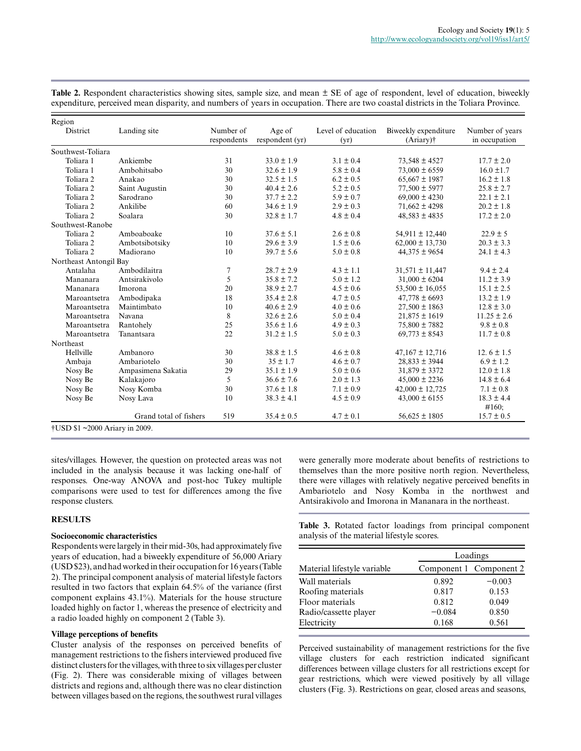**Table 2.** Respondent characteristics showing sites, sample size, and mean ± SE of age of respondent, level of education, biweekly expenditure, perceived mean disparity, and numbers of years in occupation. There are two coastal districts in the Toliara Province.

| Region / District | Landing site | Number of respondents | Age of respondent (yr) | Level of education (yr) | Biweekly expenditure (Ariary)† | Number of years in occupation |
|---|---|---|---|---|---|---|
| Southwest-Toliara | | | | | | |
| Toliara 1 | Ankiembe | 31 | 33.0 ± 1.9 | 3.1 ± 0.4 | 73,548 ± 4527 | 17.7 ± 2.0 |
| Toliara 1 | Ambohitsabo | 30 | 32.6 ± 1.9 | 5.8 ± 0.4 | 73,000 ± 6559 | 16.0 ±1.7 |
| Toliara 2 | Anakao | 30 | 32.5 ± 1.5 | 6.2 ± 0.5 | 65,667 ± 1987 | 16.2 ± 1.8 |
| Toliara 2 | Saint Augustin | 30 | 40.4 ± 2.6 | 5.2 ± 0.5 | 77,500 ± 5977 | 25.8 ± 2.7 |
| Toliara 2 | Sarodrano | 30 | 37.7 ± 2.2 | 5.9 ± 0.7 | 69,000 ± 4230 | 22.1 ± 2.1 |
| Toliara 2 | Ankilibe | 60 | 34.6 ± 1.9 | 2.9 ± 0.3 | 71,662 ± 4298 | 20.2 ± 1.8 |
| Toliara 2 | Soalara | 30 | 32.8 ± 1.7 | 4.8 ± 0.4 | 48,583 ± 4835 | 17.2 ± 2.0 |
| Southwest-Ranobe | | | | | | |
| Toliara 2 | Amboaboake | 10 | 37.6 ± 5.1 | 2.6 ± 0.8 | 54,911 ± 12,440 | 22.9 ± 5 |
| Toliara 2 | Ambotsibotsiky | 10 | 29.6 ± 3.9 | 1.5 ± 0.6 | 62,000 ± 13,730 | 20.3 ± 3.3 |
| Toliara 2 | Madiorano | 10 | 39.7 ± 5.6 | 5.0 ± 0.8 | 44,375 ± 9654 | 24.1 ± 4.3 |
| Northeast Antongil Bay | | | | | | |
| Antalaha | Ambodilaitra | 7 | 28.7 ± 2.9 | 4.3 ± 1.1 | 31,571 ± 11,447 | 9.4 ± 2.4 |
| Mananara | Antsirakivolo | 5 | 35.8 ± 7.2 | 5.0 ± 1.2 | 31,000 ± 6204 | 11.2 ± 3.9 |
| Mananara | Imorona | 20 | 38.9 ± 2.7 | 4.5 ± 0.6 | 53,500 ± 16,055 | 15.1 ± 2.5 |
| Maroantsetra | Ambodipaka | 18 | 35.4 ± 2.8 | 4.7 ± 0.5 | 47,778 ± 6693 | 13.2 ± 1.9 |
| Maroantsetra | Maintimbato | 10 | 40.6 ± 2.9 | 4.0 ± 0.6 | 27,500 ± 1863 | 12.8 ± 3.0 |
| Maroantsetra | Navana | 8 | 32.6 ± 2.6 | 5.0 ± 0.4 | 21,875 ± 1619 | 11.25 ± 2.6 |
| Maroantsetra | Rantohely | 25 | 35.6 ± 1.6 | 4.9 ± 0.3 | 75,800 ± 7882 | 9.8 ± 0.8 |
| Maroantsetra | Tanantsara | 22 | 31.2 ± 1.5 | 5.0 ± 0.3 | 69,773 ± 8543 | 11.7 ± 0.8 |
| Northeast | | | | | | |
| Hellville | Ambanoro | 30 | 38.8 ± 1.5 | 4.6 ± 0.8 | 47,167 ± 12,716 | 12. 6 ± 1.5 |
| Ambaja | Ambariotelo | 30 | 35 ± 1.7 | 4.6 ± 0.7 | 28,833 ± 3944 | 6.9 ± 1.2 |
| Nosy Be | Ampasimena Sakatia | 29 | 35.1 ± 1.9 | 5.0 ± 0.6 | 31,879 ± 3372 | 12.0 ± 1.8 |
| Nosy Be | Kalakajoro | 5 | 36.6 ± 7.6 | 2.0 ± 1.3 | 45,000 ± 2236 | 14.8 ± 6.4 |
| Nosy Be | Nosy Komba | 30 | 37.6 ± 1.8 | 7.1 ± 0.9 | 42,000 ± 12,725 | 7.1 ± 0.8 |
| Nosy Be | Nosy Lava | 10 | 38.3 ± 4.1 | 4.5 ± 0.9 | 43,000 ± 6155 | 18.3 ± 4.4 #160; |
| | Grand total of fishers | 519 | 35.4 ± 0.5 | 4.7 ± 0.1 | 56,625 ± 1805 | 15.7 ± 0.5 |

†USD $1 ~2000 Ariary in 2009.

sites/villages. However, the question on protected areas was not included in the analysis because it was lacking one-half of responses. One-way ANOVA and post-hoc Tukey multiple comparisons were used to test for differences among the five response clusters.

## RESULTS

### Socioeconomic characteristics

Respondents were largely in their mid-30s, had approximately five years of education, had a biweekly expenditure of 56,000 Ariary (USD $23), and had worked in their occupation for 16 years (Table 2). The principal component analysis of material lifestyle factors resulted in two factors that explain 64.5% of the variance (first component explains 43.1%). Materials for the house structure loaded highly on factor 1, whereas the presence of electricity and a radio loaded highly on component 2 (Table 3).

### Village perceptions of benefits

Cluster analysis of the responses on perceived benefits of management restrictions to the fishers interviewed produced five distinct clusters for the villages, with three to six villages per cluster (Fig. 2). There was considerable mixing of villages between districts and regions and, although there was no clear distinction between villages based on the regions, the southwest rural villages were generally more moderate about benefits of restrictions to themselves than the more positive north region. Nevertheless, there were villages with relatively negative perceived benefits in Ambariotelo and Nosy Komba in the northwest and Antsirakivolo and Imorona in Mananara in the northeast.

**Table 3.** Rotated factor loadings from principal component analysis of the material lifestyle scores.

| Material lifestyle variable | Loadings: Component 1 | Component 2 |
|---|---|---|
| Wall materials | 0.892 | −0.003 |
| Roofing materials | 0.817 | 0.153 |
| Floor materials | 0.812 | 0.049 |
| Radio/cassette player | −0.084 | 0.850 |
| Electricity | 0.168 | 0.561 |

Perceived sustainability of management restrictions for the five village clusters for each restriction indicated significant differences between village clusters for all restrictions except for gear restrictions, which were viewed positively by all village clusters (Fig. 3). Restrictions on gear, closed areas and seasons,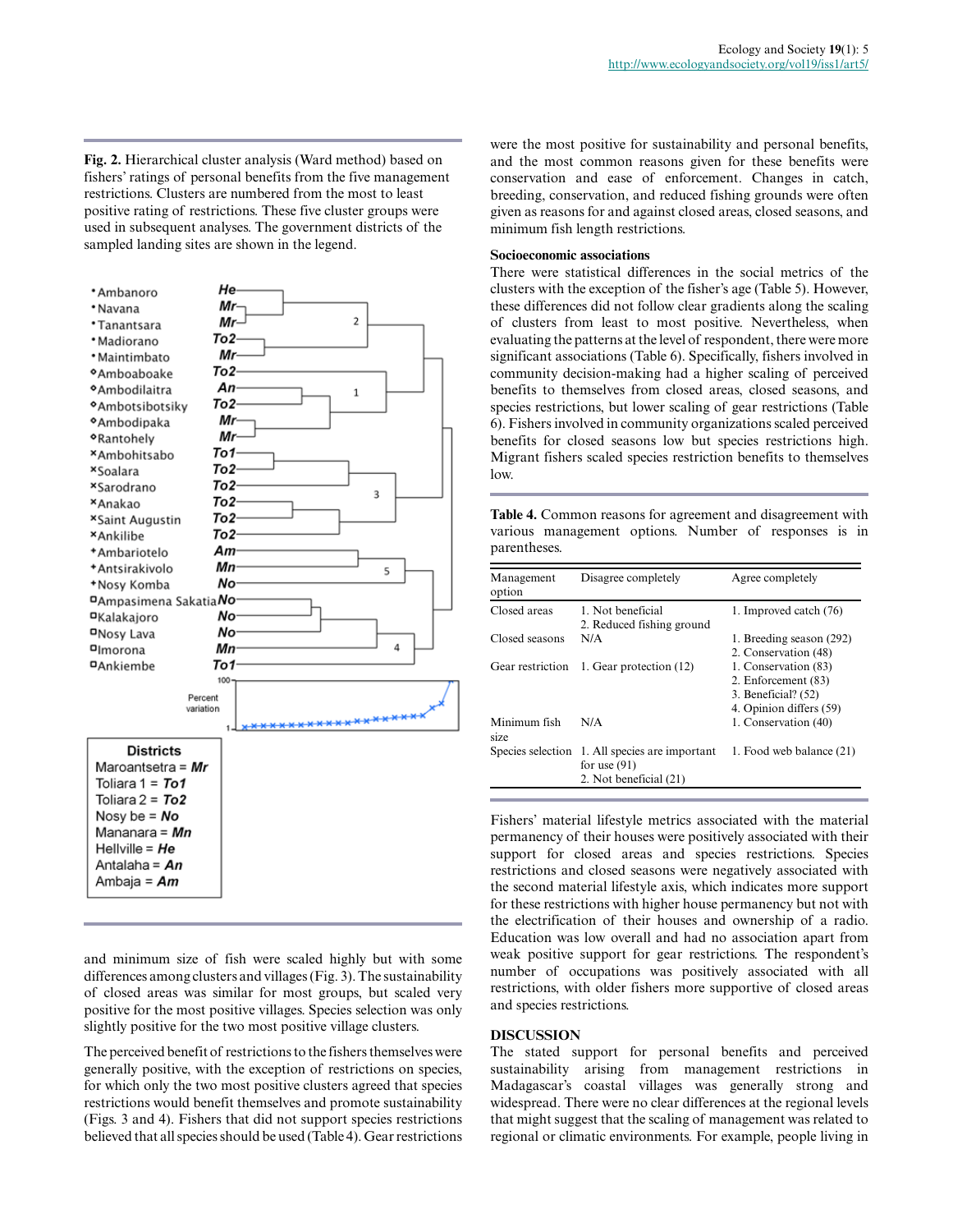**Fig. 2.** Hierarchical cluster analysis (Ward method) based on fishers' ratings of personal benefits from the five management restrictions. Clusters are numbered from the most to least positive rating of restrictions. These five cluster groups were used in subsequent analyses. The government districts of the sampled landing sites are shown in the legend.

and minimum size of fish were scaled highly but with some differences among clusters and villages (Fig. 3). The sustainability of closed areas was similar for most groups, but scaled very positive for the most positive villages. Species selection was only slightly positive for the two most positive village clusters.

The perceived benefit of restrictions to the fishers themselves were generally positive, with the exception of restrictions on species, for which only the two most positive clusters agreed that species restrictions would benefit themselves and promote sustainability (Figs. 3 and 4). Fishers that did not support species restrictions believed that all species should be used (Table 4). Gear restrictions were the most positive for sustainability and personal benefits, and the most common reasons given for these benefits were conservation and ease of enforcement. Changes in catch, breeding, conservation, and reduced fishing grounds were often given as reasons for and against closed areas, closed seasons, and minimum fish length restrictions.

### Socioeconomic associations

There were statistical differences in the social metrics of the clusters with the exception of the fisher's age (Table 5). However, these differences did not follow clear gradients along the scaling of clusters from least to most positive. Nevertheless, when evaluating the patterns at the level of respondent, there were more significant associations (Table 6). Specifically, fishers involved in community decision-making had a higher scaling of perceived benefits to themselves from closed areas, closed seasons, and species restrictions, but lower scaling of gear restrictions (Table 6). Fishers involved in community organizations scaled perceived benefits for closed seasons low but species restrictions high. Migrant fishers scaled species restriction benefits to themselves low.

**Table 4.** Common reasons for agreement and disagreement with various management options. Number of responses is in parentheses.

| Management option | Disagree completely | Agree completely |
|---|---|---|
| Closed areas | 1. Not beneficial<br>2. Reduced fishing ground | 1. Improved catch (76) |
| Closed seasons | N/A | 1. Breeding season (292)<br>2. Conservation (48) |
| Gear restriction | 1. Gear protection (12) | 1. Conservation (83)<br>2. Enforcement (83)<br>3. Beneficial? (52)<br>4. Opinion differs (59) |
| Minimum fish size | N/A | 1. Conservation (40) |
| Species selection | 1. All species are important for use (91)<br>2. Not beneficial (21) | 1. Food web balance (21) |

Fishers' material lifestyle metrics associated with the material permanency of their houses were positively associated with their support for closed areas and species restrictions. Species restrictions and closed seasons were negatively associated with the second material lifestyle axis, which indicates more support for these restrictions with higher house permanency but not with the electrification of their houses and ownership of a radio. Education was low overall and had no association apart from weak positive support for gear restrictions. The respondent's number of occupations was positively associated with all restrictions, with older fishers more supportive of closed areas and species restrictions.

## DISCUSSION

The stated support for personal benefits and perceived sustainability arising from management restrictions in Madagascar's coastal villages was generally strong and widespread. There were no clear differences at the regional levels that might suggest that the scaling of management was related to regional or climatic environments. For example, people living in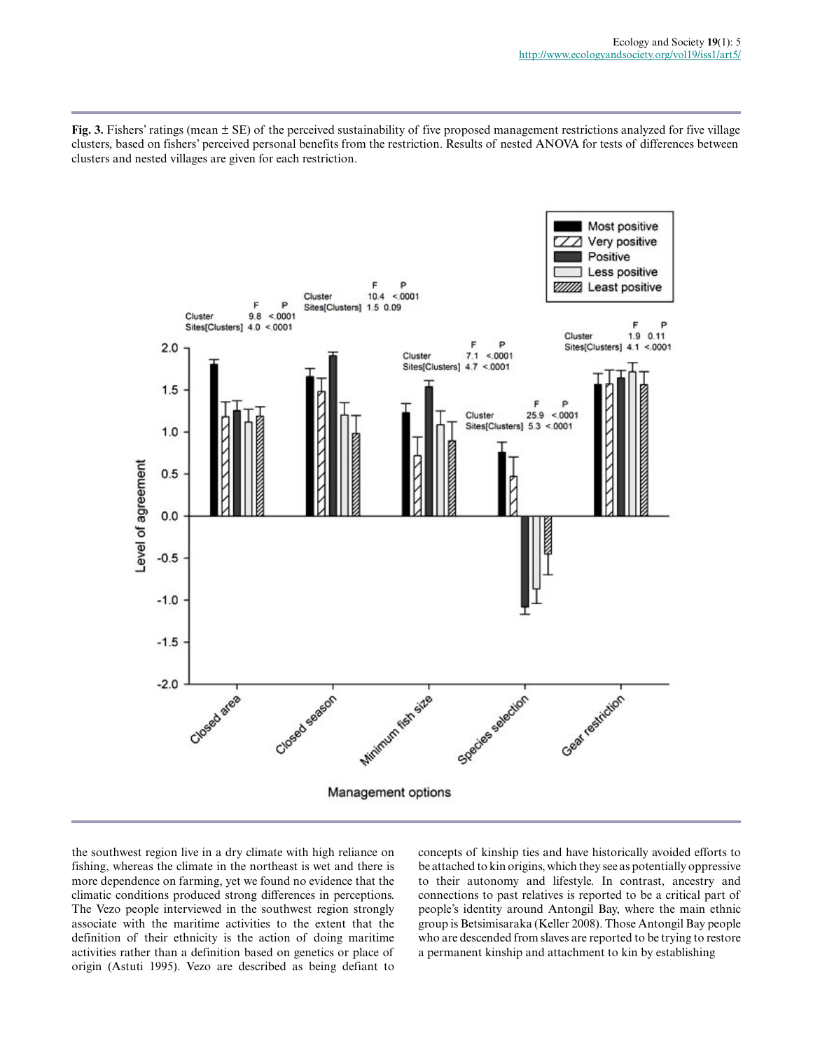**Fig. 3.** Fishers' ratings (mean ± SE) of the perceived sustainability of five proposed management restrictions analyzed for five village clusters, based on fishers' perceived personal benefits from the restriction. Results of nested ANOVA for tests of differences between clusters and nested villages are given for each restriction.

the southwest region live in a dry climate with high reliance on fishing, whereas the climate in the northeast is wet and there is more dependence on farming, yet we found no evidence that the climatic conditions produced strong differences in perceptions. The Vezo people interviewed in the southwest region strongly associate with the maritime activities to the extent that the definition of their ethnicity is the action of doing maritime activities rather than a definition based on genetics or place of origin (Astuti 1995). Vezo are described as being defiant to concepts of kinship ties and have historically avoided efforts to be attached to kin origins, which they see as potentially oppressive to their autonomy and lifestyle. In contrast, ancestry and connections to past relatives is reported to be a critical part of people's identity around Antongil Bay, where the main ethnic group is Betsimisaraka (Keller 2008). Those Antongil Bay people who are descended from slaves are reported to be trying to restore a permanent kinship and attachment to kin by establishing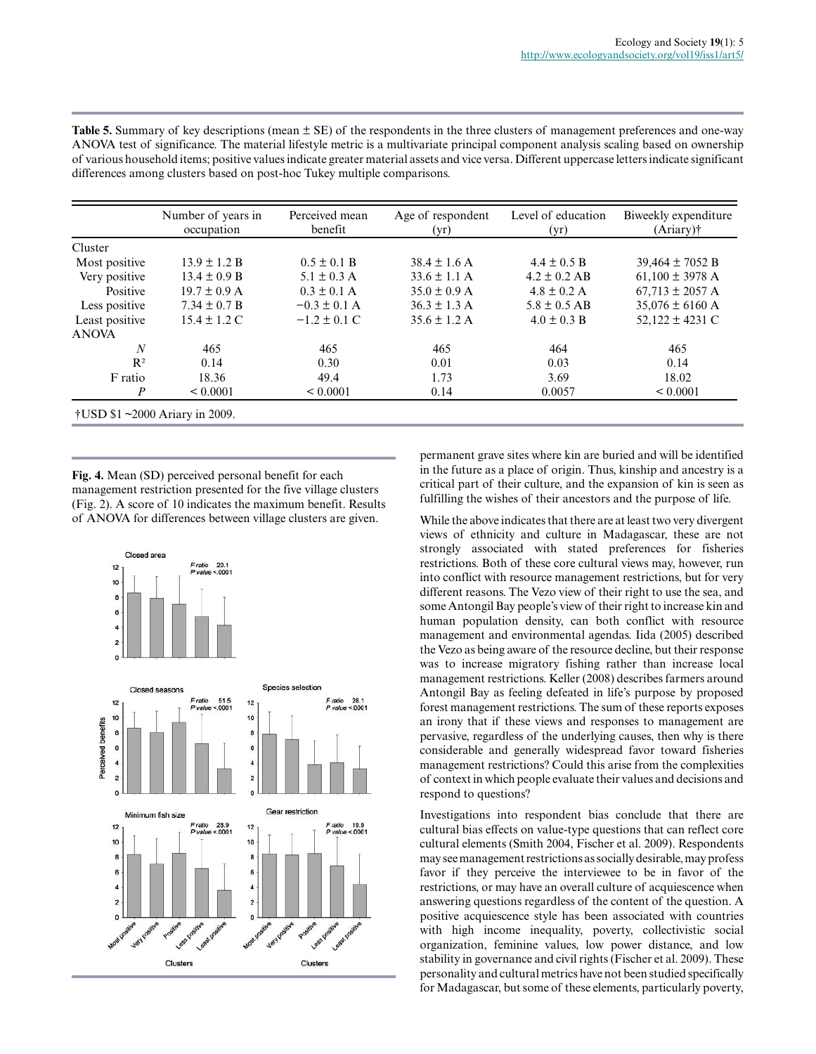**Table 5.** Summary of key descriptions (mean ± SE) of the respondents in the three clusters of management preferences and one-way ANOVA test of significance. The material lifestyle metric is a multivariate principal component analysis scaling based on ownership of various household items; positive values indicate greater material assets and vice versa. Different uppercase letters indicate significant differences among clusters based on post-hoc Tukey multiple comparisons.

| | Number of years in occupation | Perceived mean benefit | Age of respondent (yr) | Level of education (yr) | Biweekly expenditure (Ariary)† |
|---|---|---|---|---|---|
| Cluster | | | | | |
| Most positive | 13.9 ± 1.2 B | 0.5 ± 0.1 B | 38.4 ± 1.6 A | 4.4 ± 0.5 B | 39,464 ± 7052 B |
| Very positive | 13.4 ± 0.9 B | 5.1 ± 0.3 A | 33.6 ± 1.1 A | 4.2 ± 0.2 AB | 61,100 ± 3978 A |
| Positive | 19.7 ± 0.9 A | 0.3 ± 0.1 A | 35.0 ± 0.9 A | 4.8 ± 0.2 A | 67,713 ± 2057 A |
| Less positive | 7.34 ± 0.7 B | −0.3 ± 0.1 A | 36.3 ± 1.3 A | 5.8 ± 0.5 AB | 35,076 ± 6160 A |
| Least positive | 15.4 ± 1.2 C | −1.2 ± 0.1 C | 35.6 ± 1.2 A | 4.0 ± 0.3 B | 52,122 ± 4231 C |
| ANOVA | | | | | |
| *N* | 465 | 465 | 465 | 464 | 465 |
| $R^2$ | 0.14 | 0.30 | 0.01 | 0.03 | 0.14 |
| F ratio | 18.36 | 49.4 | 1.73 | 3.69 | 18.02 |
| *P* | < 0.0001 | < 0.0001 | 0.14 | 0.0057 | < 0.0001 |

†USD $1 ~2000 Ariary in 2009.

**Fig. 4.** Mean (SD) perceived personal benefit for each management restriction presented for the five village clusters (Fig. 2). A score of 10 indicates the maximum benefit. Results of ANOVA for differences between village clusters are given.

permanent grave sites where kin are buried and will be identified in the future as a place of origin. Thus, kinship and ancestry is a critical part of their culture, and the expansion of kin is seen as fulfilling the wishes of their ancestors and the purpose of life.

While the above indicates that there are at least two very divergent views of ethnicity and culture in Madagascar, these are not strongly associated with stated preferences for fisheries restrictions. Both of these core cultural views may, however, run into conflict with resource management restrictions, but for very different reasons. The Vezo view of their right to use the sea, and some Antongil Bay people's view of their right to increase kin and human population density, can both conflict with resource management and environmental agendas. Iida (2005) described the Vezo as being aware of the resource decline, but their response was to increase migratory fishing rather than increase local management restrictions. Keller (2008) describes farmers around Antongil Bay as feeling defeated in life's purpose by proposed forest management restrictions. The sum of these reports exposes an irony that if these views and responses to management are pervasive, regardless of the underlying causes, then why is there considerable and generally widespread favor toward fisheries management restrictions? Could this arise from the complexities of context in which people evaluate their values and decisions and respond to questions?

Investigations into respondent bias conclude that there are cultural bias effects on value-type questions that can reflect core cultural elements (Smith 2004, Fischer et al. 2009). Respondents may see management restrictions as socially desirable, may profess favor if they perceive the interviewee to be in favor of the restrictions, or may have an overall culture of acquiescence when answering questions regardless of the content of the question. A positive acquiescence style has been associated with countries with high income inequality, poverty, collectivistic social organization, feminine values, low power distance, and low stability in governance and civil rights (Fischer et al. 2009). These personality and cultural metrics have not been studied specifically for Madagascar, but some of these elements, particularly poverty,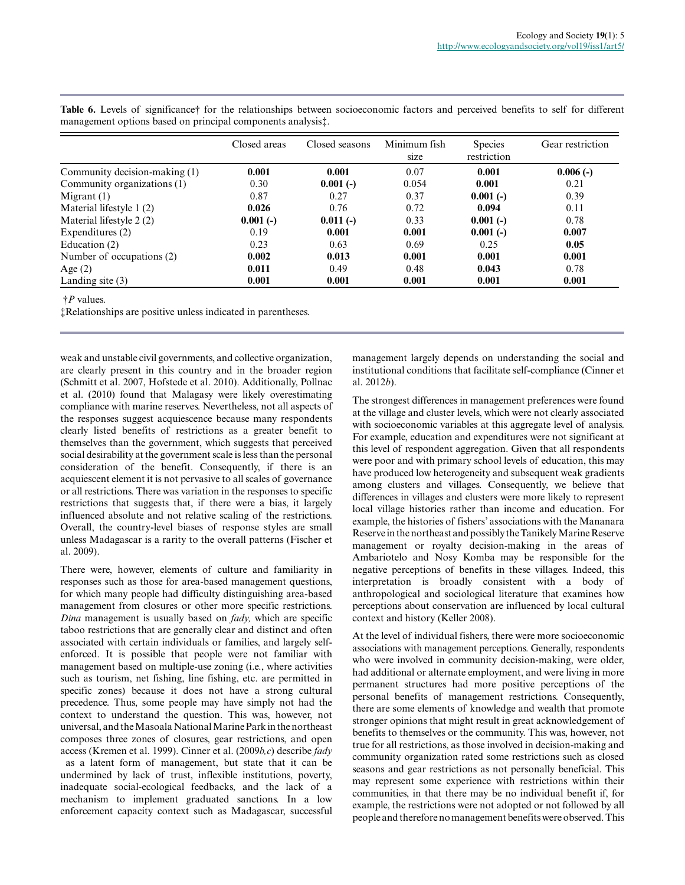**Table 6.** Levels of significance† for the relationships between socioeconomic factors and perceived benefits to self for different management options based on principal components analysis‡.

| | Closed areas | Closed seasons | Minimum fish size | Species restriction | Gear restriction |
|---|---|---|---|---|---|
| Community decision-making (1) | **0.001** | **0.001** | 0.07 | **0.001** | **0.006 (-)** |
| Community organizations (1) | 0.30 | **0.001 (-)** | 0.054 | **0.001** | 0.21 |
| Migrant (1) | 0.87 | 0.27 | 0.37 | **0.001 (-)** | 0.39 |
| Material lifestyle 1 (2) | **0.026** | 0.76 | 0.72 | **0.094** | 0.11 |
| Material lifestyle 2 (2) | **0.001 (-)** | **0.011 (-)** | 0.33 | **0.001 (-)** | 0.78 |
| Expenditures (2) | 0.19 | **0.001** | **0.001** | **0.001 (-)** | **0.007** |
| Education (2) | 0.23 | 0.63 | 0.69 | 0.25 | **0.05** |
| Number of occupations (2) | **0.002** | **0.013** | **0.001** | **0.001** | **0.001** |
| Age (2) | **0.011** | 0.49 | 0.48 | **0.043** | 0.78 |
| Landing site (3) | **0.001** | **0.001** | **0.001** | **0.001** | **0.001** |

†*P* values.

‡Relationships are positive unless indicated in parentheses.

weak and unstable civil governments, and collective organization, are clearly present in this country and in the broader region (Schmitt et al. 2007, Hofstede et al. 2010). Additionally, Pollnac et al. (2010) found that Malagasy were likely overestimating compliance with marine reserves. Nevertheless, not all aspects of the responses suggest acquiescence because many respondents clearly listed benefits of restrictions as a greater benefit to themselves than the government, which suggests that perceived social desirability at the government scale is less than the personal consideration of the benefit. Consequently, if there is an acquiescent element it is not pervasive to all scales of governance or all restrictions. There was variation in the responses to specific restrictions that suggests that, if there were a bias, it largely influenced absolute and not relative scaling of the restrictions. Overall, the country-level biases of response styles are small unless Madagascar is a rarity to the overall patterns (Fischer et al. 2009).

There were, however, elements of culture and familiarity in responses such as those for area-based management questions, for which many people had difficulty distinguishing area-based management from closures or other more specific restrictions. *Dina* management is usually based on *fady,* which are specific taboo restrictions that are generally clear and distinct and often associated with certain individuals or families, and largely self-enforced. It is possible that people were not familiar with management based on multiple-use zoning (i.e., where activities such as tourism, net fishing, line fishing, etc. are permitted in specific zones) because it does not have a strong cultural precedence. Thus, some people may have simply not had the context to understand the question. This was, however, not universal, and the Masoala National Marine Park in the northeast composes three zones of closures, gear restrictions, and open access (Kremen et al. 1999). Cinner et al. (2009*b,c*) describe *fady* as a latent form of management, but state that it can be undermined by lack of trust, inflexible institutions, poverty, inadequate social-ecological feedbacks, and the lack of a mechanism to implement graduated sanctions. In a low enforcement capacity context such as Madagascar, successful management largely depends on understanding the social and institutional conditions that facilitate self-compliance (Cinner et al. 2012*b*).

The strongest differences in management preferences were found at the village and cluster levels, which were not clearly associated with socioeconomic variables at this aggregate level of analysis. For example, education and expenditures were not significant at this level of respondent aggregation. Given that all respondents were poor and with primary school levels of education, this may have produced low heterogeneity and subsequent weak gradients among clusters and villages. Consequently, we believe that differences in villages and clusters were more likely to represent local village histories rather than income and education. For example, the histories of fishers' associations with the Mananara Reserve in the northeast and possibly the Tanikely Marine Reserve management or royalty decision-making in the areas of Ambariotelo and Nosy Komba may be responsible for the negative perceptions of benefits in these villages. Indeed, this interpretation is broadly consistent with a body of anthropological and sociological literature that examines how perceptions about conservation are influenced by local cultural context and history (Keller 2008).

At the level of individual fishers, there were more socioeconomic associations with management perceptions. Generally, respondents who were involved in community decision-making, were older, had additional or alternate employment, and were living in more permanent structures had more positive perceptions of the personal benefits of management restrictions. Consequently, there are some elements of knowledge and wealth that promote stronger opinions that might result in great acknowledgement of benefits to themselves or the community. This was, however, not true for all restrictions, as those involved in decision-making and community organization rated some restrictions such as closed seasons and gear restrictions as not personally beneficial. This may represent some experience with restrictions within their communities, in that there may be no individual benefit if, for example, the restrictions were not adopted or not followed by all people and therefore no management benefits were observed. This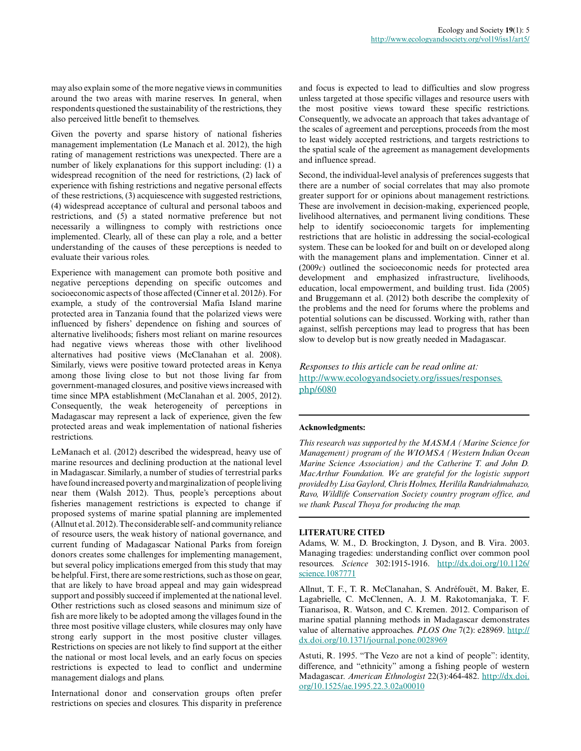may also explain some of the more negative views in communities around the two areas with marine reserves. In general, when respondents questioned the sustainability of the restrictions, they also perceived little benefit to themselves.

Given the poverty and sparse history of national fisheries management implementation (Le Manach et al. 2012), the high rating of management restrictions was unexpected. There are a number of likely explanations for this support including: (1) a widespread recognition of the need for restrictions, (2) lack of experience with fishing restrictions and negative personal effects of these restrictions, (3) acquiescence with suggested restrictions, (4) widespread acceptance of cultural and personal taboos and restrictions, and (5) a stated normative preference but not necessarily a willingness to comply with restrictions once implemented. Clearly, all of these can play a role, and a better understanding of the causes of these perceptions is needed to evaluate their various roles.

Experience with management can promote both positive and negative perceptions depending on specific outcomes and socioeconomic aspects of those affected (Cinner et al. 2012*b*). For example, a study of the controversial Mafia Island marine protected area in Tanzania found that the polarized views were influenced by fishers' dependence on fishing and sources of alternative livelihoods; fishers most reliant on marine resources had negative views whereas those with other livelihood alternatives had positive views (McClanahan et al. 2008). Similarly, views were positive toward protected areas in Kenya among those living close to but not those living far from government-managed closures, and positive views increased with time since MPA establishment (McClanahan et al. 2005, 2012). Consequently, the weak heterogeneity of perceptions in Madagascar may represent a lack of experience, given the few protected areas and weak implementation of national fisheries restrictions.

LeManach et al. (2012) described the widespread, heavy use of marine resources and declining production at the national level in Madagascar. Similarly, a number of studies of terrestrial parks have found increased poverty and marginalization of people living near them (Walsh 2012). Thus, people's perceptions about fisheries management restrictions is expected to change if proposed systems of marine spatial planning are implemented (Allnut et al. 2012). The considerable self- and community reliance of resource users, the weak history of national governance, and current funding of Madagascar National Parks from foreign donors creates some challenges for implementing management, but several policy implications emerged from this study that may be helpful. First, there are some restrictions, such as those on gear, that are likely to have broad appeal and may gain widespread support and possibly succeed if implemented at the national level. Other restrictions such as closed seasons and minimum size of fish are more likely to be adopted among the villages found in the three most positive village clusters, while closures may only have strong early support in the most positive cluster villages. Restrictions on species are not likely to find support at the either the national or most local levels, and an early focus on species restrictions is expected to lead to conflict and undermine management dialogs and plans.

International donor and conservation groups often prefer restrictions on species and closures. This disparity in preference and focus is expected to lead to difficulties and slow progress unless targeted at those specific villages and resource users with the most positive views toward these specific restrictions. Consequently, we advocate an approach that takes advantage of the scales of agreement and perceptions, proceeds from the most to least widely accepted restrictions, and targets restrictions to the spatial scale of the agreement as management developments and influence spread.

Second, the individual-level analysis of preferences suggests that there are a number of social correlates that may also promote greater support for or opinions about management restrictions. These are involvement in decision-making, experienced people, livelihood alternatives, and permanent living conditions. These help to identify socioeconomic targets for implementing restrictions that are holistic in addressing the social-ecological system. These can be looked for and built on or developed along with the management plans and implementation. Cinner et al. (2009*c*) outlined the socioeconomic needs for protected area development and emphasized infrastructure, livelihoods, education, local empowerment, and building trust. Iida (2005) and Bruggemann et al. (2012) both describe the complexity of the problems and the need for forums where the problems and potential solutions can be discussed. Working with, rather than against, selfish perceptions may lead to progress that has been slow to develop but is now greatly needed in Madagascar.

*Responses to this article can be read online at:*
http://www.ecologyandsociety.org/issues/responses.php/6080

**Acknowledgments:**

*This research was supported by the MASMA (Marine Science for Management) program of the WIOMSA (Western Indian Ocean Marine Science Association) and the Catherine T. and John D. MacArthur Foundation. We are grateful for the logistic support provided by Lisa Gaylord, Chris Holmes, Herilila Randriahmahazo, Ravo, Wildlife Conservation Society country program office, and we thank Pascal Thoya for producing the map.*

## LITERATURE CITED

Adams, W. M., D. Brockington, J. Dyson, and B. Vira. 2003. Managing tragedies: understanding conflict over common pool resources. *Science* 302:1915-1916. http://dx.doi.org/10.1126/science.1087771

Allnut, T. F., T. R. McClanahan, S. Andréfouët, M. Baker, E. Lagabrielle, C. McClennen, A. J. M. Rakotomanjaka, T. F. Tianarisoa, R. Watson, and C. Kremen. 2012. Comparison of marine spatial planning methods in Madagascar demonstrates value of alternative approaches. *PLOS One* 7(2): e28969. http://dx.doi.org/10.1371/journal.pone.0028969

Astuti, R. 1995. "The Vezo are not a kind of people": identity, difference, and "ethnicity" among a fishing people of western Madagascar. *American Ethnologist* 22(3):464-482. http://dx.doi.org/10.1525/ae.1995.22.3.02a00010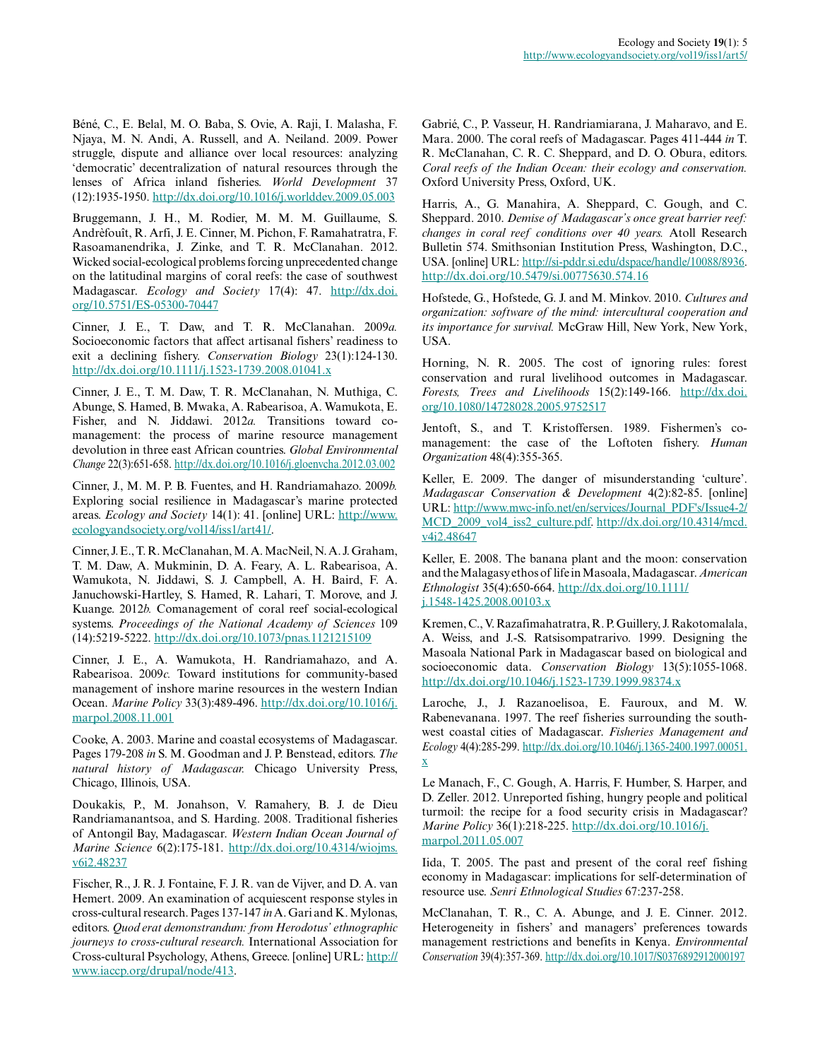Béné, C., E. Belal, M. O. Baba, S. Ovie, A. Raji, I. Malasha, F. Njaya, M. N. Andi, A. Russell, and A. Neiland. 2009. Power struggle, dispute and alliance over local resources: analyzing 'democratic' decentralization of natural resources through the lenses of Africa inland fisheries. *World Development* 37 (12):1935-1950. http://dx.doi.org/10.1016/j.worlddev.2009.05.003

Bruggemann, J. H., M. Rodier, M. M. M. Guillaume, S. Andréfouët, R. Arfi, J. E. Cinner, M. Pichon, F. Ramahatratra, F. Rasoamanendrika, J. Zinke, and T. R. McClanahan. 2012. Wicked social-ecological problems forcing unprecedented change on the latitudinal margins of coral reefs: the case of southwest Madagascar. *Ecology and Society* 17(4): 47. http://dx.doi.org/10.5751/ES-05300-70447

Cinner, J. E., T. Daw, and T. R. McClanahan. 2009*a*. Socioeconomic factors that affect artisanal fishers' readiness to exit a declining fishery. *Conservation Biology* 23(1):124-130. http://dx.doi.org/10.1111/j.1523-1739.2008.01041.x

Cinner, J. E., T. M. Daw, T. R. McClanahan, N. Muthiga, C. Abunge, S. Hamed, B. Mwaka, A. Rabearisoa, A. Wamukota, E. Fisher, and N. Jiddawi. 2012*a*. Transitions toward co-management: the process of marine resource management devolution in three east African countries. *Global Environmental Change* 22(3):651-658. http://dx.doi.org/10.1016/j.gloenvcha.2012.03.002

Cinner, J., M. M. P. B. Fuentes, and H. Randriamahazo. 2009*b*. Exploring social resilience in Madagascar's marine protected areas. *Ecology and Society* 14(1): 41. [online] URL: http://www.ecologyandsociety.org/vol14/iss1/art41/.

Cinner, J. E., T. R. McClanahan, M. A. MacNeil, N. A. J. Graham, T. M. Daw, A. Mukminin, D. A. Feary, A. L. Rabearisoa, A. Wamukota, N. Jiddawi, S. J. Campbell, A. H. Baird, F. A. Januchowski-Hartley, S. Hamed, R. Lahari, T. Morove, and J. Kuange. 2012*b*. Comanagement of coral reef social-ecological systems. *Proceedings of the National Academy of Sciences* 109 (14):5219-5222. http://dx.doi.org/10.1073/pnas.1121215109

Cinner, J. E., A. Wamukota, H. Randriamahazo, and A. Rabearisoa. 2009*c*. Toward institutions for community-based management of inshore marine resources in the western Indian Ocean. *Marine Policy* 33(3):489-496. http://dx.doi.org/10.1016/j.marpol.2008.11.001

Cooke, A. 2003. Marine and coastal ecosystems of Madagascar. Pages 179-208 *in* S. M. Goodman and J. P. Benstead, editors. *The natural history of Madagascar.* Chicago University Press, Chicago, Illinois, USA.

Doukakis, P., M. Jonahson, V. Ramahery, B. J. de Dieu Randriamanantsoa, and S. Harding. 2008. Traditional fisheries of Antongil Bay, Madagascar. *Western Indian Ocean Journal of Marine Science* 6(2):175-181. http://dx.doi.org/10.4314/wiojms.v6i2.48237

Fischer, R., J. R. J. Fontaine, F. J. R. van de Vijver, and D. A. van Hemert. 2009. An examination of acquiescent response styles in cross-cultural research. Pages 137-147 *in* A. Gari and K. Mylonas, editors. *Quod erat demonstrandum: from Herodotus' ethnographic journeys to cross-cultural research.* International Association for Cross-cultural Psychology, Athens, Greece. [online] URL: http://www.iaccp.org/drupal/node/413.

Gabrié, C., P. Vasseur, H. Randriamiarana, J. Maharavo, and E. Mara. 2000. The coral reefs of Madagascar. Pages 411-444 *in* T. R. McClanahan, C. R. C. Sheppard, and D. O. Obura, editors. *Coral reefs of the Indian Ocean: their ecology and conservation.* Oxford University Press, Oxford, UK.

Harris, A., G. Manahira, A. Sheppard, C. Gough, and C. Sheppard. 2010. *Demise of Madagascar's once great barrier reef: changes in coral reef conditions over 40 years.* Atoll Research Bulletin 574. Smithsonian Institution Press, Washington, D.C., USA. [online] URL: http://si-pddr.si.edu/dspace/handle/10088/8936. http://dx.doi.org/10.5479/si.00775630.574.16

Hofstede, G., Hofstede, G. J. and M. Minkov. 2010. *Cultures and organization: software of the mind: intercultural cooperation and its importance for survival.* McGraw Hill, New York, New York, USA.

Horning, N. R. 2005. The cost of ignoring rules: forest conservation and rural livelihood outcomes in Madagascar. *Forests, Trees and Livelihoods* 15(2):149-166. http://dx.doi.org/10.1080/14728028.2005.9752517

Jentoft, S., and T. Kristoffersen. 1989. Fishermen's co-management: the case of the Loftoten fishery. *Human Organization* 48(4):355-365.

Keller, E. 2009. The danger of misunderstanding 'culture'. *Madagascar Conservation & Development* 4(2):82-85. [online] URL: http://www.mwc-info.net/en/services/Journal_PDF's/Issue4-2/MCD_2009_vol4_iss2_culture.pdf. http://dx.doi.org/10.4314/mcd.v4i2.48647

Keller, E. 2008. The banana plant and the moon: conservation and the Malagasy ethos of life in Masoala, Madagascar. *American Ethnologist* 35(4):650-664. http://dx.doi.org/10.1111/j.1548-1425.2008.00103.x

Kremen, C., V. Razafimahatratra, R. P. Guillery, J. Rakotomalala, A. Weiss, and J.-S. Ratsisompatrarivo. 1999. Designing the Masoala National Park in Madagascar based on biological and socioeconomic data. *Conservation Biology* 13(5):1055-1068. http://dx.doi.org/10.1046/j.1523-1739.1999.98374.x

Laroche, J., J. Razanoelisoa, E. Fauroux, and M. W. Rabenevanana. 1997. The reef fisheries surrounding the south-west coastal cities of Madagascar. *Fisheries Management and Ecology* 4(4):285-299. http://dx.doi.org/10.1046/j.1365-2400.1997.00051.x

Le Manach, F., C. Gough, A. Harris, F. Humber, S. Harper, and D. Zeller. 2012. Unreported fishing, hungry people and political turmoil: the recipe for a food security crisis in Madagascar? *Marine Policy* 36(1):218-225. http://dx.doi.org/10.1016/j.marpol.2011.05.007

Iida, T. 2005. The past and present of the coral reef fishing economy in Madagascar: implications for self-determination of resource use. *Senri Ethnological Studies* 67:237-258.

McClanahan, T. R., C. A. Abunge, and J. E. Cinner. 2012. Heterogeneity in fishers' and managers' preferences towards management restrictions and benefits in Kenya. *Environmental Conservation* 39(4):357-369. http://dx.doi.org/10.1017/S0376892912000197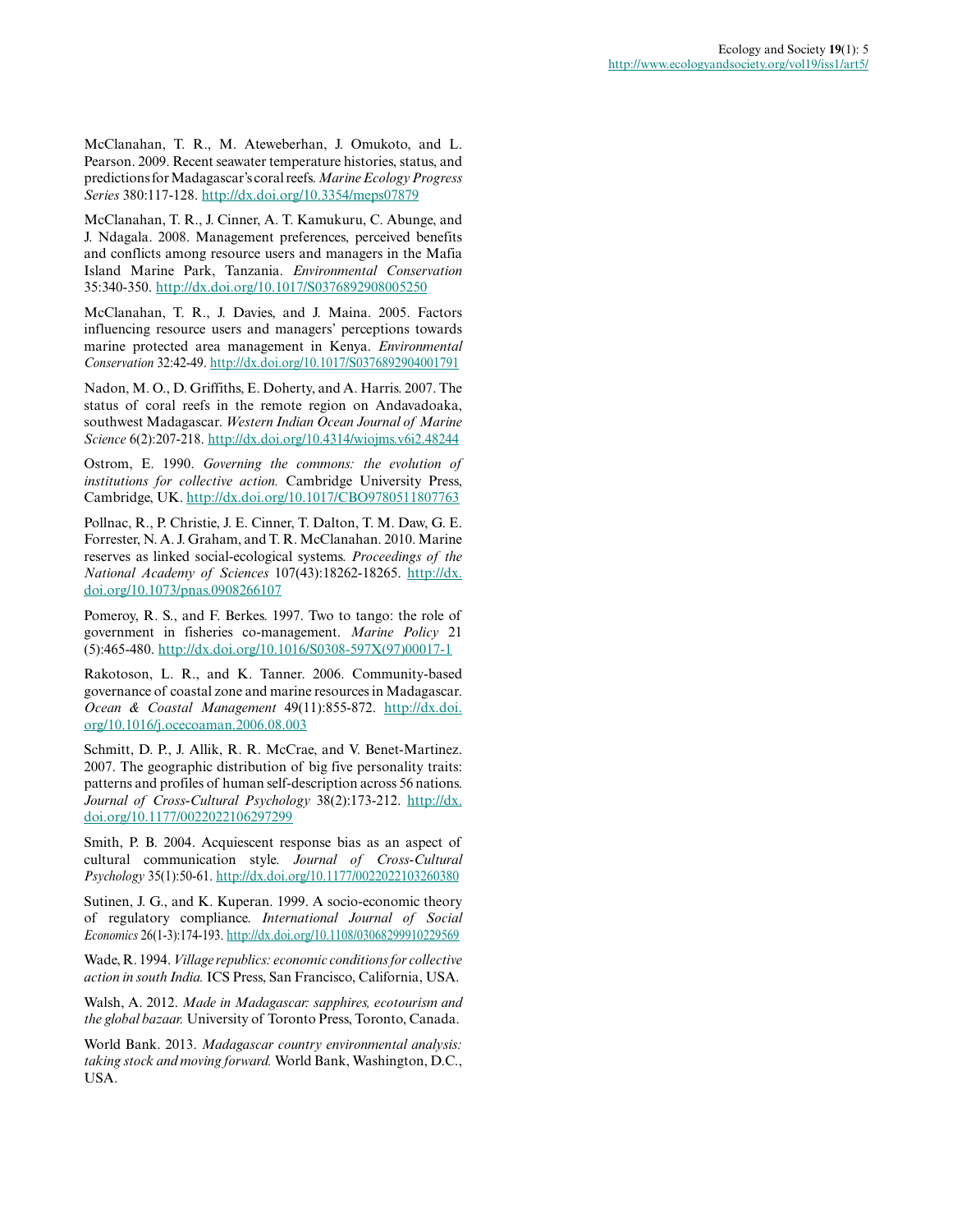McClanahan, T. R., M. Ateweberhan, J. Omukoto, and L. Pearson. 2009. Recent seawater temperature histories, status, and predictions for Madagascar's coral reefs. *Marine Ecology Progress Series* 380:117-128. http://dx.doi.org/10.3354/meps07879

McClanahan, T. R., J. Cinner, A. T. Kamukuru, C. Abunge, and J. Ndagala. 2008. Management preferences, perceived benefits and conflicts among resource users and managers in the Mafia Island Marine Park, Tanzania. *Environmental Conservation* 35:340-350. http://dx.doi.org/10.1017/S0376892908005250

McClanahan, T. R., J. Davies, and J. Maina. 2005. Factors influencing resource users and managers' perceptions towards marine protected area management in Kenya. *Environmental Conservation* 32:42-49. http://dx.doi.org/10.1017/S0376892904001791

Nadon, M. O., D. Griffiths, E. Doherty, and A. Harris. 2007. The status of coral reefs in the remote region on Andavadoaka, southwest Madagascar. *Western Indian Ocean Journal of Marine Science* 6(2):207-218. http://dx.doi.org/10.4314/wiojms.v6i2.48244

Ostrom, E. 1990. *Governing the commons: the evolution of institutions for collective action.* Cambridge University Press, Cambridge, UK. http://dx.doi.org/10.1017/CBO9780511807763

Pollnac, R., P. Christie, J. E. Cinner, T. Dalton, T. M. Daw, G. E. Forrester, N. A. J. Graham, and T. R. McClanahan. 2010. Marine reserves as linked social-ecological systems. *Proceedings of the National Academy of Sciences* 107(43):18262-18265. http://dx.doi.org/10.1073/pnas.0908266107

Pomeroy, R. S., and F. Berkes. 1997. Two to tango: the role of government in fisheries co-management. *Marine Policy* 21 (5):465-480. http://dx.doi.org/10.1016/S0308-597X(97)00017-1

Rakotoson, L. R., and K. Tanner. 2006. Community-based governance of coastal zone and marine resources in Madagascar. *Ocean & Coastal Management* 49(11):855-872. http://dx.doi.org/10.1016/j.ocecoaman.2006.08.003

Schmitt, D. P., J. Allik, R. R. McCrae, and V. Benet-Martinez. 2007. The geographic distribution of big five personality traits: patterns and profiles of human self-description across 56 nations. *Journal of Cross-Cultural Psychology* 38(2):173-212. http://dx.doi.org/10.1177/0022022106297299

Smith, P. B. 2004. Acquiescent response bias as an aspect of cultural communication style. *Journal of Cross-Cultural Psychology* 35(1):50-61. http://dx.doi.org/10.1177/0022022103260380

Sutinen, J. G., and K. Kuperan. 1999. A socio-economic theory of regulatory compliance. *International Journal of Social Economics* 26(1-3):174-193. http://dx.doi.org/10.1108/03068299910229569

Wade, R. 1994. *Village republics: economic conditions for collective action in south India.* ICS Press, San Francisco, California, USA.

Walsh, A. 2012. *Made in Madagascar: sapphires, ecotourism and the global bazaar.* University of Toronto Press, Toronto, Canada.

World Bank. 2013. *Madagascar country environmental analysis: taking stock and moving forward.* World Bank, Washington, D.C., USA.